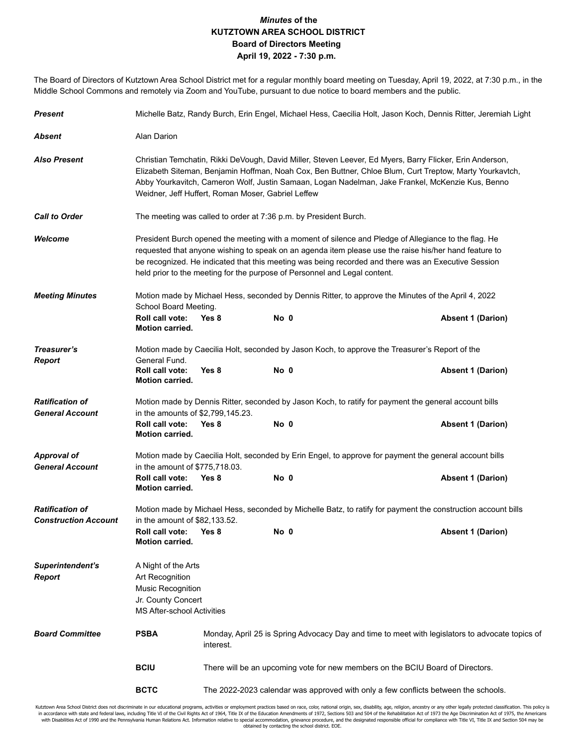# *Minutes* of the
# KUTZTOWN AREA SCHOOL DISTRICT
## Board of Directors Meeting
## April 19, 2022 - 7:30 p.m.

The Board of Directors of Kutztown Area School District met for a regular monthly board meeting on Tuesday, April 19, 2022, at 7:30 p.m., in the Middle School Commons and remotely via Zoom and YouTube, pursuant to due notice to board members and the public.

***Present*** Michelle Batz, Randy Burch, Erin Engel, Michael Hess, Caecilia Holt, Jason Koch, Dennis Ritter, Jeremiah Light

***Absent*** Alan Darion

***Also Present*** Christian Temchatin, Rikki DeVough, David Miller, Steven Leever, Ed Myers, Barry Flicker, Erin Anderson, Elizabeth Siteman, Benjamin Hoffman, Noah Cox, Ben Buttner, Chloe Blum, Curt Treptow, Marty Yourkavtch, Abby Yourkavitch, Cameron Wolf, Justin Samaan, Logan Nadelman, Jake Frankel, McKenzie Kus, Benno Weidner, Jeff Huffert, Roman Moser, Gabriel Leffew

***Call to Order*** The meeting was called to order at 7:36 p.m. by President Burch.

***Welcome*** President Burch opened the meeting with a moment of silence and Pledge of Allegiance to the flag. He requested that anyone wishing to speak on an agenda item please use the raise his/her hand feature to be recognized. He indicated that this meeting was being recorded and there was an Executive Session held prior to the meeting for the purpose of Personnel and Legal content.

***Meeting Minutes*** Motion made by Michael Hess, seconded by Dennis Ritter, to approve the Minutes of the April 4, 2022 School Board Meeting.

**Roll call vote: Yes 8 No 0 Absent 1 (Darion)**
**Motion carried.**

***Treasurer's Report*** Motion made by Caecilia Holt, seconded by Jason Koch, to approve the Treasurer's Report of the General Fund.

**Roll call vote: Yes 8 No 0 Absent 1 (Darion)**
**Motion carried.**

***Ratification of General Account*** Motion made by Dennis Ritter, seconded by Jason Koch, to ratify for payment the general account bills in the amounts of $2,799,145.23.

**Roll call vote: Yes 8 No 0 Absent 1 (Darion)**
**Motion carried.**

***Approval of General Account*** Motion made by Caecilia Holt, seconded by Erin Engel, to approve for payment the general account bills in the amount of $775,718.03.

**Roll call vote: Yes 8 No 0 Absent 1 (Darion)**
**Motion carried.**

***Ratification of Construction Account*** Motion made by Michael Hess, seconded by Michelle Batz, to ratify for payment the construction account bills in the amount of $82,133.52.

**Roll call vote: Yes 8 No 0 Absent 1 (Darion)**
**Motion carried.**

***Superintendent's Report***

A Night of the Arts
Art Recognition
Music Recognition
Jr. County Concert
MS After-school Activities

***Board Committee***

**PSBA** Monday, April 25 is Spring Advocacy Day and time to meet with legislators to advocate topics of interest.

**BCIU** There will be an upcoming vote for new members on the BCIU Board of Directors.

**BCTC** The 2022-2023 calendar was approved with only a few conflicts between the schools.

Kutztown Area School District does not discriminate in our educational programs, activities or employment practices based on race, color, national origin, sex, disability, age, religion, ancestry or any other legally protected classification. This policy is in accordance with state and federal laws, including Title VI of the Civil Rights Act of 1964, Title IX of the Education Amendments of 1972, Sections 503 and 504 of the Rehabilitation Act of 1973 the Age Discrimination Act of 1975, the Americans with Disabilities Act of 1990 and the Pennsylvania Human Relations Act. Information relative to special accommodation, grievance procedure, and the designated responsible official for compliance with Title VI, Title IX and Section 504 may be obtained by contacting the school district. EOE.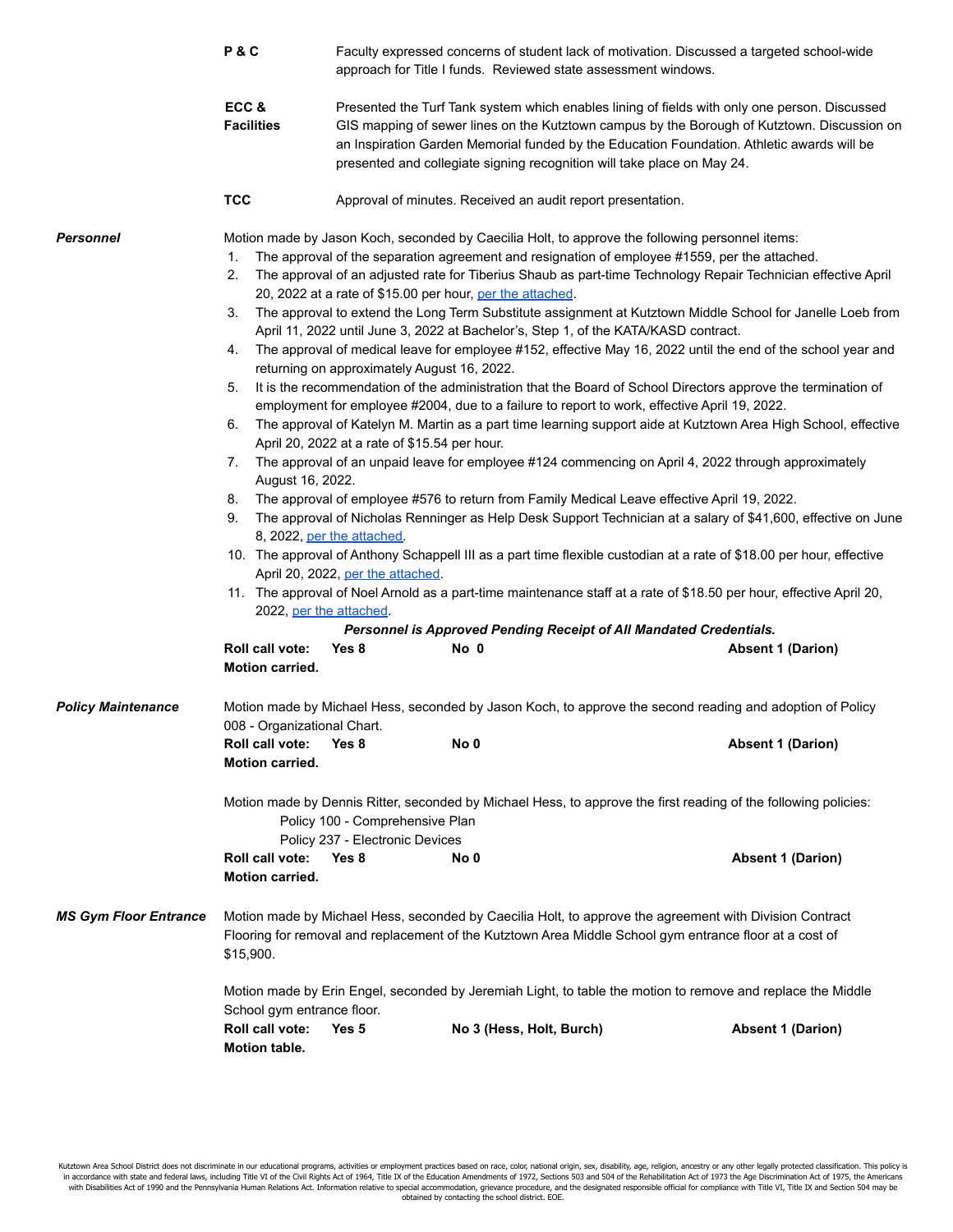**P & C** Faculty expressed concerns of student lack of motivation. Discussed a targeted school-wide approach for Title I funds. Reviewed state assessment windows.

**ECC & Facilities** Presented the Turf Tank system which enables lining of fields with only one person. Discussed GIS mapping of sewer lines on the Kutztown campus by the Borough of Kutztown. Discussion on an Inspiration Garden Memorial funded by the Education Foundation. Athletic awards will be presented and collegiate signing recognition will take place on May 24.

**TCC** Approval of minutes. Received an audit report presentation.

***Personnel***

Motion made by Jason Koch, seconded by Caecilia Holt, to approve the following personnel items:

1. The approval of the separation agreement and resignation of employee #1559, per the attached.
2. The approval of an adjusted rate for Tiberius Shaub as part-time Technology Repair Technician effective April 20, 2022 at a rate of $15.00 per hour, per the attached.
3. The approval to extend the Long Term Substitute assignment at Kutztown Middle School for Janelle Loeb from April 11, 2022 until June 3, 2022 at Bachelor's, Step 1, of the KATA/KASD contract.
4. The approval of medical leave for employee #152, effective May 16, 2022 until the end of the school year and returning on approximately August 16, 2022.
5. It is the recommendation of the administration that the Board of School Directors approve the termination of employment for employee #2004, due to a failure to report to work, effective April 19, 2022.
6. The approval of Katelyn M. Martin as a part time learning support aide at Kutztown Area High School, effective April 20, 2022 at a rate of $15.54 per hour.
7. The approval of an unpaid leave for employee #124 commencing on April 4, 2022 through approximately August 16, 2022.
8. The approval of employee #576 to return from Family Medical Leave effective April 19, 2022.
9. The approval of Nicholas Renninger as Help Desk Support Technician at a salary of $41,600, effective on June 8, 2022, per the attached.
10. The approval of Anthony Schappell III as a part time flexible custodian at a rate of $18.00 per hour, effective April 20, 2022, per the attached.
11. The approval of Noel Arnold as a part-time maintenance staff at a rate of $18.50 per hour, effective April 20, 2022, per the attached.

***Personnel is Approved Pending Receipt of All Mandated Credentials.***

**Roll call vote:** **Yes 8** **No 0** **Absent 1 (Darion)**
**Motion carried.**

***Policy Maintenance***

Motion made by Michael Hess, seconded by Jason Koch, to approve the second reading and adoption of Policy 008 - Organizational Chart.

**Roll call vote:** **Yes 8** **No 0** **Absent 1 (Darion)**
**Motion carried.**

Motion made by Dennis Ritter, seconded by Michael Hess, to approve the first reading of the following policies:

Policy 100 - Comprehensive Plan
Policy 237 - Electronic Devices

**Roll call vote:** **Yes 8** **No 0** **Absent 1 (Darion)**
**Motion carried.**

***MS Gym Floor Entrance***

Motion made by Michael Hess, seconded by Caecilia Holt, to approve the agreement with Division Contract Flooring for removal and replacement of the Kutztown Area Middle School gym entrance floor at a cost of $15,900.

Motion made by Erin Engel, seconded by Jeremiah Light, to table the motion to remove and replace the Middle School gym entrance floor.

**Roll call vote:** **Yes 5** **No 3 (Hess, Holt, Burch)** **Absent 1 (Darion)**
**Motion table.**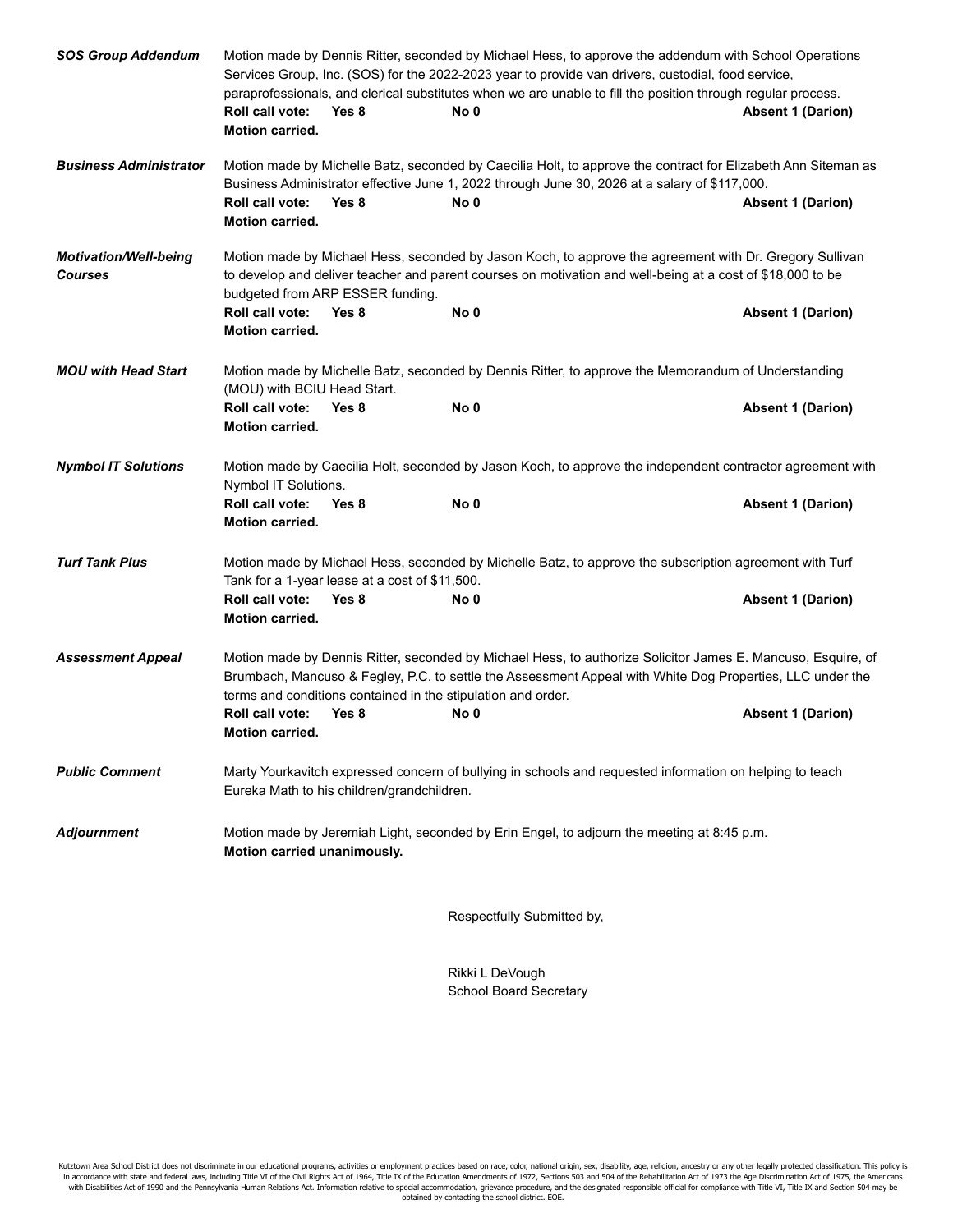***SOS Group Addendum***

Motion made by Dennis Ritter, seconded by Michael Hess, to approve the addendum with School Operations Services Group, Inc. (SOS) for the 2022-2023 year to provide van drivers, custodial, food service, paraprofessionals, and clerical substitutes when we are unable to fill the position through regular process.

**Roll call vote: Yes 8 No 0 Absent 1 (Darion)**
**Motion carried.**

***Business Administrator***

Motion made by Michelle Batz, seconded by Caecilia Holt, to approve the contract for Elizabeth Ann Siteman as Business Administrator effective June 1, 2022 through June 30, 2026 at a salary of $117,000.

**Roll call vote: Yes 8 No 0 Absent 1 (Darion)**
**Motion carried.**

***Motivation/Well-being Courses***

Motion made by Michael Hess, seconded by Jason Koch, to approve the agreement with Dr. Gregory Sullivan to develop and deliver teacher and parent courses on motivation and well-being at a cost of $18,000 to be budgeted from ARP ESSER funding.

**Roll call vote: Yes 8 No 0 Absent 1 (Darion)**
**Motion carried.**

***MOU with Head Start***

Motion made by Michelle Batz, seconded by Dennis Ritter, to approve the Memorandum of Understanding (MOU) with BCIU Head Start.

**Roll call vote: Yes 8 No 0 Absent 1 (Darion)**
**Motion carried.**

***Nymbol IT Solutions***

Motion made by Caecilia Holt, seconded by Jason Koch, to approve the independent contractor agreement with Nymbol IT Solutions.

**Roll call vote: Yes 8 No 0 Absent 1 (Darion)**
**Motion carried.**

***Turf Tank Plus***

Motion made by Michael Hess, seconded by Michelle Batz, to approve the subscription agreement with Turf Tank for a 1-year lease at a cost of $11,500.

**Roll call vote: Yes 8 No 0 Absent 1 (Darion)**
**Motion carried.**

***Assessment Appeal***

Motion made by Dennis Ritter, seconded by Michael Hess, to authorize Solicitor James E. Mancuso, Esquire, of Brumbach, Mancuso & Fegley, P.C. to settle the Assessment Appeal with White Dog Properties, LLC under the terms and conditions contained in the stipulation and order.

**Roll call vote: Yes 8 No 0 Absent 1 (Darion)**
**Motion carried.**

***Public Comment***

Marty Yourkavitch expressed concern of bullying in schools and requested information on helping to teach Eureka Math to his children/grandchildren.

***Adjournment***

Motion made by Jeremiah Light, seconded by Erin Engel, to adjourn the meeting at 8:45 p.m.
**Motion carried unanimously.**

Respectfully Submitted by,

Rikki L DeVough
School Board Secretary

Kutztown Area School District does not discriminate in our educational programs, activities or employment practices based on race, color, national origin, sex, disability, age, religion, ancestry or any other legally protected classification. This policy is in accordance with state and federal laws, including Title VI of the Civil Rights Act of 1964, Title IX of the Education Amendments of 1972, Sections 503 and 504 of the Rehabilitation Act of 1973 the Age Discrimination Act of 1975, the Americans with Disabilities Act of 1990 and the Pennsylvania Human Relations Act. Information relative to special accommodation, grievance procedure, and the designated responsible official for compliance with Title VI, Title IX and Section 504 may be obtained by contacting the school district. EOE.